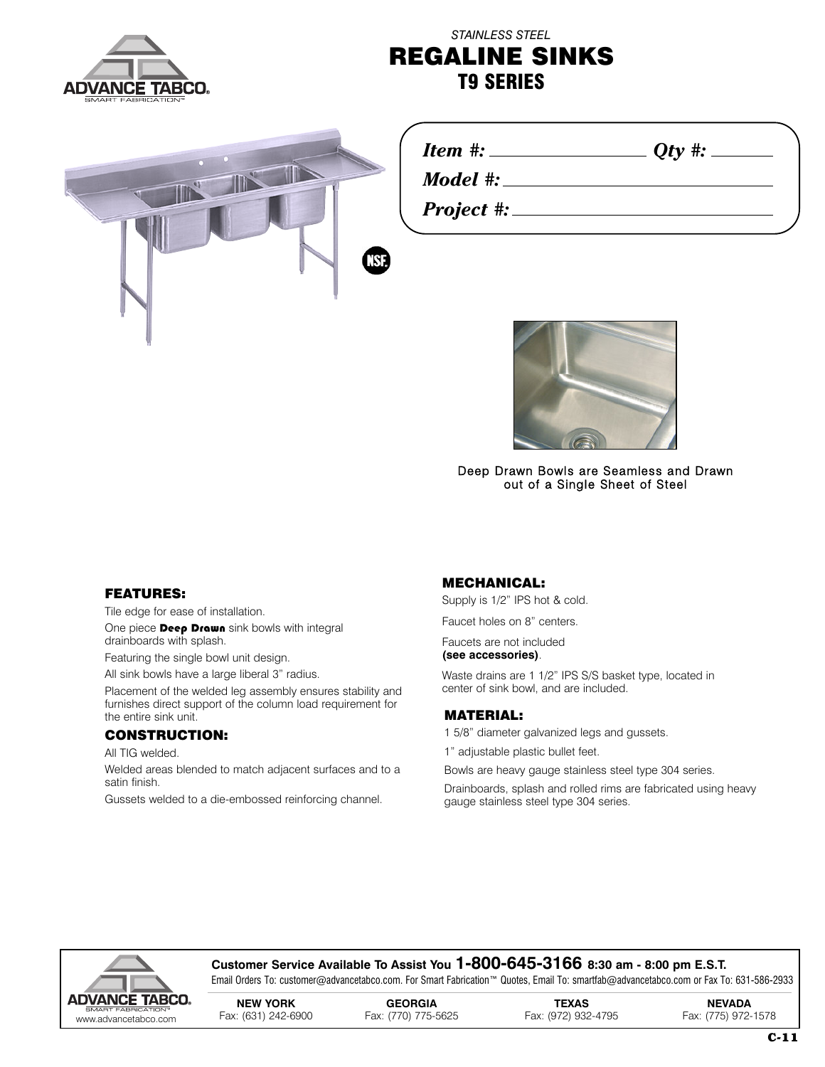STAINLESS STEEL

# REGALINE SINKS

## T9 SERIES

*Item #:* ________________ *Qty #:* ______

*Model #:* ______________________________

*Project #:* ____________________________

Deep Drawn Bowls are Seamless and Drawn out of a Single Sheet of Steel

### FEATURES:

Tile edge for ease of installation.

One piece **Deep Drawn** sink bowls with integral drainboards with splash.

Featuring the single bowl unit design.

All sink bowls have a large liberal 3" radius.

Placement of the welded leg assembly ensures stability and furnishes direct support of the column load requirement for the entire sink unit.

### CONSTRUCTION:

All TIG welded.

Welded areas blended to match adjacent surfaces and to a satin finish.

Gussets welded to a die-embossed reinforcing channel.

### MECHANICAL:

Supply is 1/2" IPS hot & cold.

Faucet holes on 8" centers.

Faucets are not included **(see accessories)**.

Waste drains are 1 1/2" IPS S/S basket type, located in center of sink bowl, and are included.

### MATERIAL:

1 5/8" diameter galvanized legs and gussets.

1" adjustable plastic bullet feet.

Bowls are heavy gauge stainless steel type 304 series.

Drainboards, splash and rolled rims are fabricated using heavy gauge stainless steel type 304 series.

**Customer Service Available To Assist You 1-800-645-3166 8:30 am - 8:00 pm E.S.T.**

Email Orders To: customer@advancetabco.com. For Smart Fabrication™ Quotes, Email To: smartfab@advancetabco.com or Fax To: 631-586-2933

www.advancetabco.com

| NEW YORK | GEORGIA | TEXAS | NEVADA |
|---|---|---|---|
| Fax: (631) 242-6900 | Fax: (770) 775-5625 | Fax: (972) 932-4795 | Fax: (775) 972-1578 |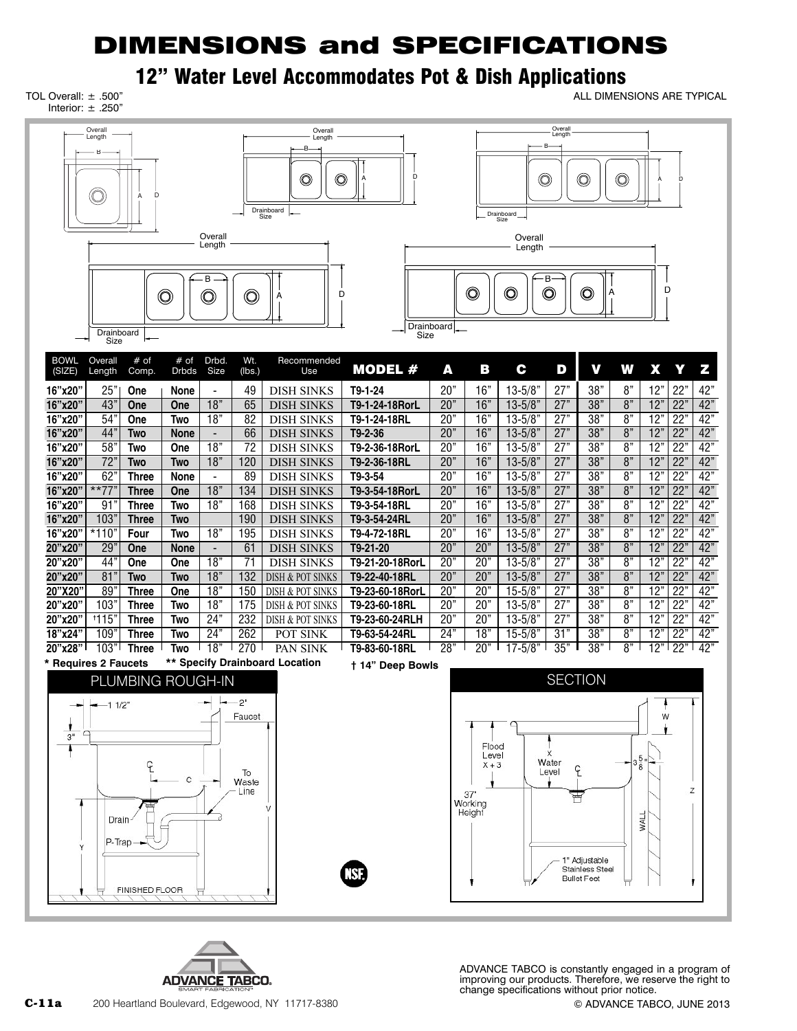# DIMENSIONS and SPECIFICATIONS

## 12" Water Level Accommodates Pot & Dish Applications

TOL Overall: ± .500"
Interior: ± .250"

ALL DIMENSIONS ARE TYPICAL

Overall Length
B
A
D
Drainboard Size

| BOWL (SIZE) | Overall Length | # of Comp. | # of Drbds | Drbd. Size | Wt. (lbs.) | Recommended Use | MODEL # | A | B | C | D | V | W | X | Y | Z |
|---|---|---|---|---|---|---|---|---|---|---|---|---|---|---|---|---|
| 16"x20" | 25" | One | None | - | 49 | DISH SINKS | T9-1-24 | 20" | 16" | 13-5/8" | 27" | 38" | 8" | 12" | 22" | 42" |
| 16"x20" | 43" | One | One | 18" | 65 | DISH SINKS | T9-1-24-18RorL | 20" | 16" | 13-5/8" | 27" | 38" | 8" | 12" | 22" | 42" |
| 16"x20" | 54" | One | Two | 18" | 82 | DISH SINKS | T9-1-24-18RL | 20" | 16" | 13-5/8" | 27" | 38" | 8" | 12" | 22" | 42" |
| 16"x20" | 44" | Two | None | - | 66 | DISH SINKS | T9-2-36 | 20" | 16" | 13-5/8" | 27" | 38" | 8" | 12" | 22" | 42" |
| 16"x20" | 58" | Two | One | 18" | 72 | DISH SINKS | T9-2-36-18RorL | 20" | 16" | 13-5/8" | 27" | 38" | 8" | 12" | 22" | 42" |
| 16"x20" | 72" | Two | Two | 18" | 120 | DISH SINKS | T9-2-36-18RL | 20" | 16" | 13-5/8" | 27" | 38" | 8" | 12" | 22" | 42" |
| 16"x20" | 62" | Three | None | - | 89 | DISH SINKS | T9-3-54 | 20" | 16" | 13-5/8" | 27" | 38" | 8" | 12" | 22" | 42" |
| 16"x20" | **77" | Three | One | 18" | 134 | DISH SINKS | T9-3-54-18RorL | 20" | 16" | 13-5/8" | 27" | 38" | 8" | 12" | 22" | 42" |
| 16"x20" | 91" | Three | Two | 18" | 168 | DISH SINKS | T9-3-54-18RL | 20" | 16" | 13-5/8" | 27" | 38" | 8" | 12" | 22" | 42" |
| 16"x20" | 103" | Three | Two | | 190 | DISH SINKS | T9-3-54-24RL | 20" | 16" | 13-5/8" | 27" | 38" | 8" | 12" | 22" | 42" |
| 16"x20" | *110" | Four | Two | 18" | 195 | DISH SINKS | T9-4-72-18RL | 20" | 16" | 13-5/8" | 27" | 38" | 8" | 12" | 22" | 42" |
| 20"x20" | 29" | One | None | - | 61 | DISH SINKS | T9-21-20 | 20" | 20" | 13-5/8" | 27" | 38" | 8" | 12" | 22" | 42" |
| 20"x20" | 44" | One | One | 18" | 71 | DISH SINKS | T9-21-20-18RorL | 20" | 20" | 13-5/8" | 27" | 38" | 8" | 12" | 22" | 42" |
| 20"x20" | 81" | Two | Two | 18" | 132 | DISH & POT SINKS | T9-22-40-18RL | 20" | 20" | 13-5/8" | 27" | 38" | 8" | 12" | 22" | 42" |
| 20"X20" | 89" | Three | One | 18" | 150 | DISH & POT SINKS | T9-23-60-18RorL | 20" | 20" | 15-5/8" | 27" | 38" | 8" | 12" | 22" | 42" |
| 20"x20" | 103" | Three | Two | 18" | 175 | DISH & POT SINKS | T9-23-60-18RL | 20" | 20" | 13-5/8" | 27" | 38" | 8" | 12" | 22" | 42" |
| 20"x20" | †115" | Three | Two | 24" | 232 | DISH & POT SINKS | T9-23-60-24RLH | 20" | 20" | 13-5/8" | 27" | 38" | 8" | 12" | 22" | 42" |
| 18"x24" | 109" | Three | Two | 24" | 262 | POT SINK | T9-63-54-24RL | 24" | 18" | 15-5/8" | 31" | 38" | 8" | 12" | 22" | 42" |
| 20"x28" | 103" | Three | Two | 18" | 270 | PAN SINK | T9-83-60-18RL | 28" | 20" | 17-5/8" | 35" | 38" | 8" | 12" | 22" | 42" |

\* Requires 2 Faucets   ** Specify Drainboard Location   † 14" Deep Bowls

### PLUMBING ROUGH-IN

1 1/2"
2'
Faucet
3"
℄
C
To Waste Line
V
Drain
P-Trap
Y
FINISHED FLOOR

### SECTION

W
Flood Level X + 3
X Water Level
℄
3 5/8"
37" Working Height
Z
WALL
1" Adjustable Stainless Steel Bullet Feet

ADVANCE TABCO is constantly engaged in a program of improving our products. Therefore, we reserve the right to change specifications without prior notice.

ADVANCE TABCO SMART FABRICATION

C-11a 200 Heartland Boulevard, Edgewood, NY 11717-8380

© ADVANCE TABCO, JUNE 2013